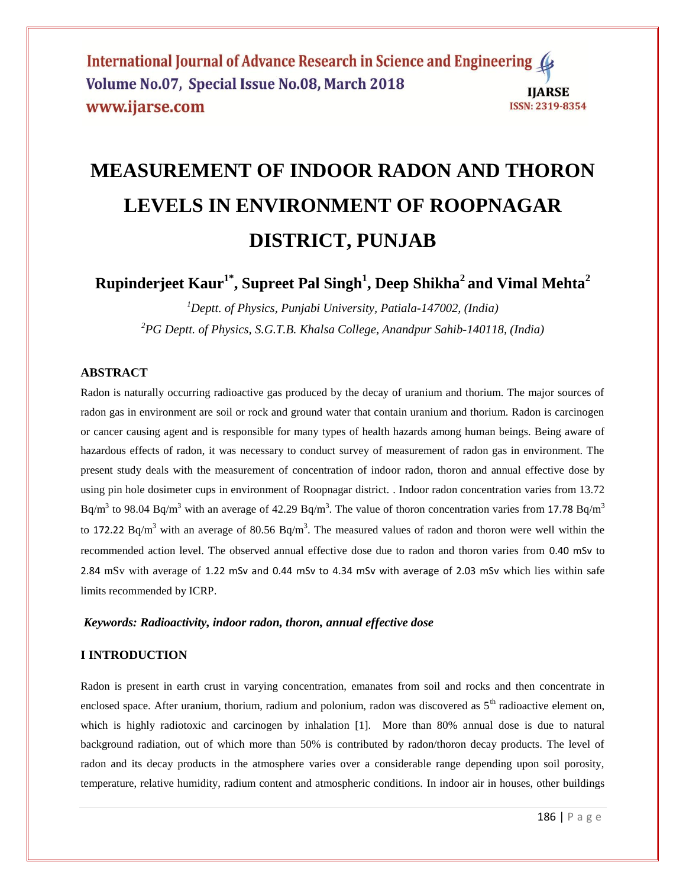# MEASUREMENT OF INDOOR RADON AND THORON LEVELS IN ENVIRONMENT OF ROOPNAGAR DISTRICT, PUNJAB

**Rupinderjeet Kaur[1*], Supreet Pal Singh[1], Deep Shikha[2] and Vimal Mehta[2]**

*[1]Deptt. of Physics, Punjabi University, Patiala-147002, (India)*

*[2]PG Deptt. of Physics, S.G.T.B. Khalsa College, Anandpur Sahib-140118, (India)*

### ABSTRACT

Radon is naturally occurring radioactive gas produced by the decay of uranium and thorium. The major sources of radon gas in environment are soil or rock and ground water that contain uranium and thorium. Radon is carcinogen or cancer causing agent and is responsible for many types of health hazards among human beings. Being aware of hazardous effects of radon, it was necessary to conduct survey of measurement of radon gas in environment. The present study deals with the measurement of concentration of indoor radon, thoron and annual effective dose by using pin hole dosimeter cups in environment of Roopnagar district. . Indoor radon concentration varies from 13.72 $Bq/m^3$ to 98.04 $Bq/m^3$ with an average of 42.29 $Bq/m^3$. The value of thoron concentration varies from 17.78 $Bq/m^3$ to 172.22 $Bq/m^3$ with an average of 80.56 $Bq/m^3$. The measured values of radon and thoron were well within the recommended action level. The observed annual effective dose due to radon and thoron varies from 0.40 mSv to 2.84 mSv with average of 1.22 mSv and 0.44 mSv to 4.34 mSv with average of 2.03 mSv which lies within safe limits recommended by ICRP.

***Keywords: Radioactivity, indoor radon, thoron, annual effective dose***

### I INTRODUCTION

Radon is present in earth crust in varying concentration, emanates from soil and rocks and then concentrate in enclosed space. After uranium, thorium, radium and polonium, radon was discovered as 5$^{th}$ radioactive element on, which is highly radiotoxic and carcinogen by inhalation [1]. More than 80% annual dose is due to natural background radiation, out of which more than 50% is contributed by radon/thoron decay products. The level of radon and its decay products in the atmosphere varies over a considerable range depending upon soil porosity, temperature, relative humidity, radium content and atmospheric conditions. In indoor air in houses, other buildings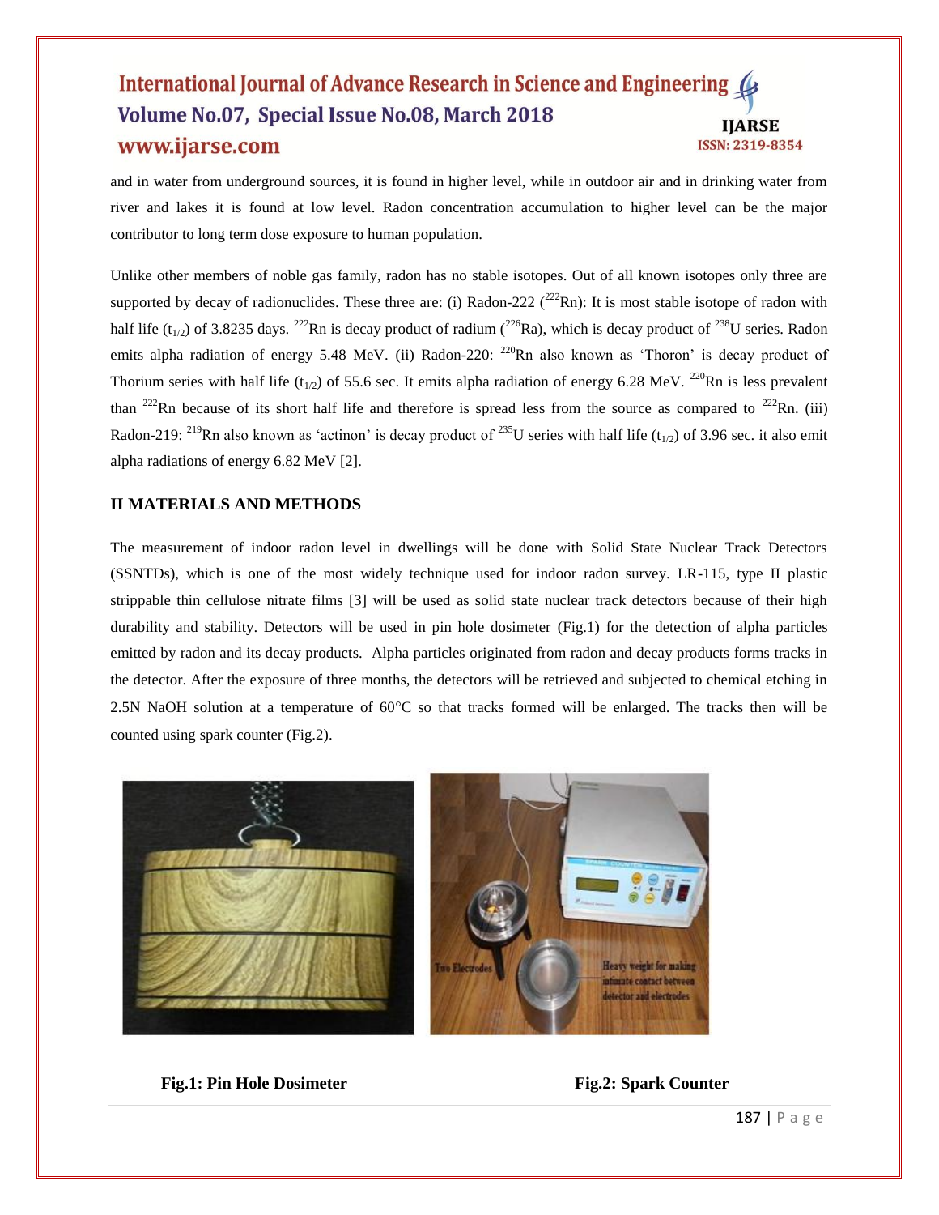and in water from underground sources, it is found in higher level, while in outdoor air and in drinking water from river and lakes it is found at low level. Radon concentration accumulation to higher level can be the major contributor to long term dose exposure to human population.

Unlike other members of noble gas family, radon has no stable isotopes. Out of all known isotopes only three are supported by decay of radionuclides. These three are: (i) Radon-222 ($^{222}$Rn): It is most stable isotope of radon with half life ($t_{1/2}$) of 3.8235 days. $^{222}$Rn is decay product of radium ($^{226}$Ra), which is decay product of $^{238}$U series. Radon emits alpha radiation of energy 5.48 MeV. (ii) Radon-220: $^{220}$Rn also known as 'Thoron' is decay product of Thorium series with half life ($t_{1/2}$) of 55.6 sec. It emits alpha radiation of energy 6.28 MeV. $^{220}$Rn is less prevalent than $^{222}$Rn because of its short half life and therefore is spread less from the source as compared to $^{222}$Rn. (iii) Radon-219: $^{219}$Rn also known as 'actinon' is decay product of $^{235}$U series with half life ($t_{1/2}$) of 3.96 sec. it also emit alpha radiations of energy 6.82 MeV [2].

## II MATERIALS AND METHODS

The measurement of indoor radon level in dwellings will be done with Solid State Nuclear Track Detectors (SSNTDs), which is one of the most widely technique used for indoor radon survey. LR-115, type II plastic strippable thin cellulose nitrate films [3] will be used as solid state nuclear track detectors because of their high durability and stability. Detectors will be used in pin hole dosimeter (Fig.1) for the detection of alpha particles emitted by radon and its decay products. Alpha particles originated from radon and decay products forms tracks in the detector. After the exposure of three months, the detectors will be retrieved and subjected to chemical etching in 2.5N NaOH solution at a temperature of 60°C so that tracks formed will be enlarged. The tracks then will be counted using spark counter (Fig.2).

**Fig.1: Pin Hole Dosimeter**

**Fig.2: Spark Counter**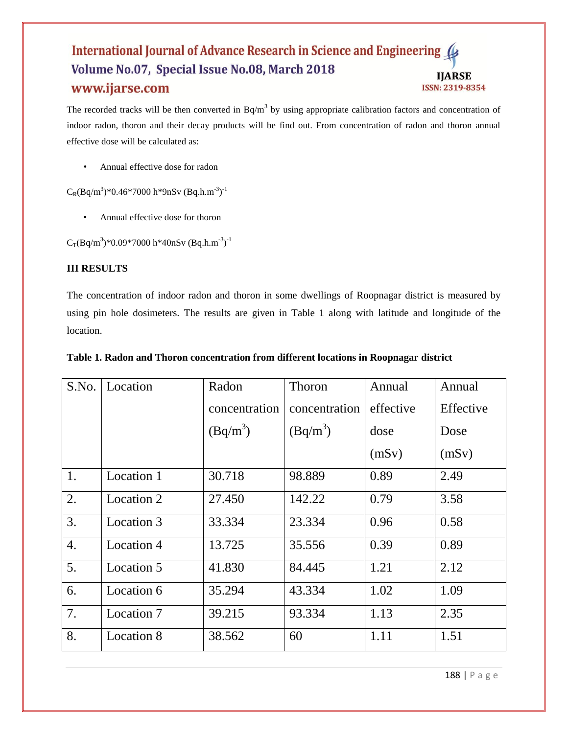The recorded tracks will be then converted in $Bq/m^3$ by using appropriate calibration factors and concentration of indoor radon, thoron and their decay products will be find out. From concentration of radon and thoron annual effective dose will be calculated as:

- Annual effective dose for radon

$C_R(Bq/m^3)*0.46*7000\ h*9nSv\ (Bq.h.m^{-3})^{-1}$

- Annual effective dose for thoron

$C_T(Bq/m^3)*0.09*7000\ h*40nSv\ (Bq.h.m^{-3})^{-1}$

## III RESULTS

The concentration of indoor radon and thoron in some dwellings of Roopnagar district is measured by using pin hole dosimeters. The results are given in Table 1 along with latitude and longitude of the location.

**Table 1. Radon and Thoron concentration from different locations in Roopnagar district**

| S.No. | Location | Radon concentration ($Bq/m^3$) | Thoron concentration ($Bq/m^3$) | Annual effective dose (mSv) | Annual Effective Dose (mSv) |
|---|---|---|---|---|---|
| 1. | Location 1 | 30.718 | 98.889 | 0.89 | 2.49 |
| 2. | Location 2 | 27.450 | 142.22 | 0.79 | 3.58 |
| 3. | Location 3 | 33.334 | 23.334 | 0.96 | 0.58 |
| 4. | Location 4 | 13.725 | 35.556 | 0.39 | 0.89 |
| 5. | Location 5 | 41.830 | 84.445 | 1.21 | 2.12 |
| 6. | Location 6 | 35.294 | 43.334 | 1.02 | 1.09 |
| 7. | Location 7 | 39.215 | 93.334 | 1.13 | 2.35 |
| 8. | Location 8 | 38.562 | 60 | 1.11 | 1.51 |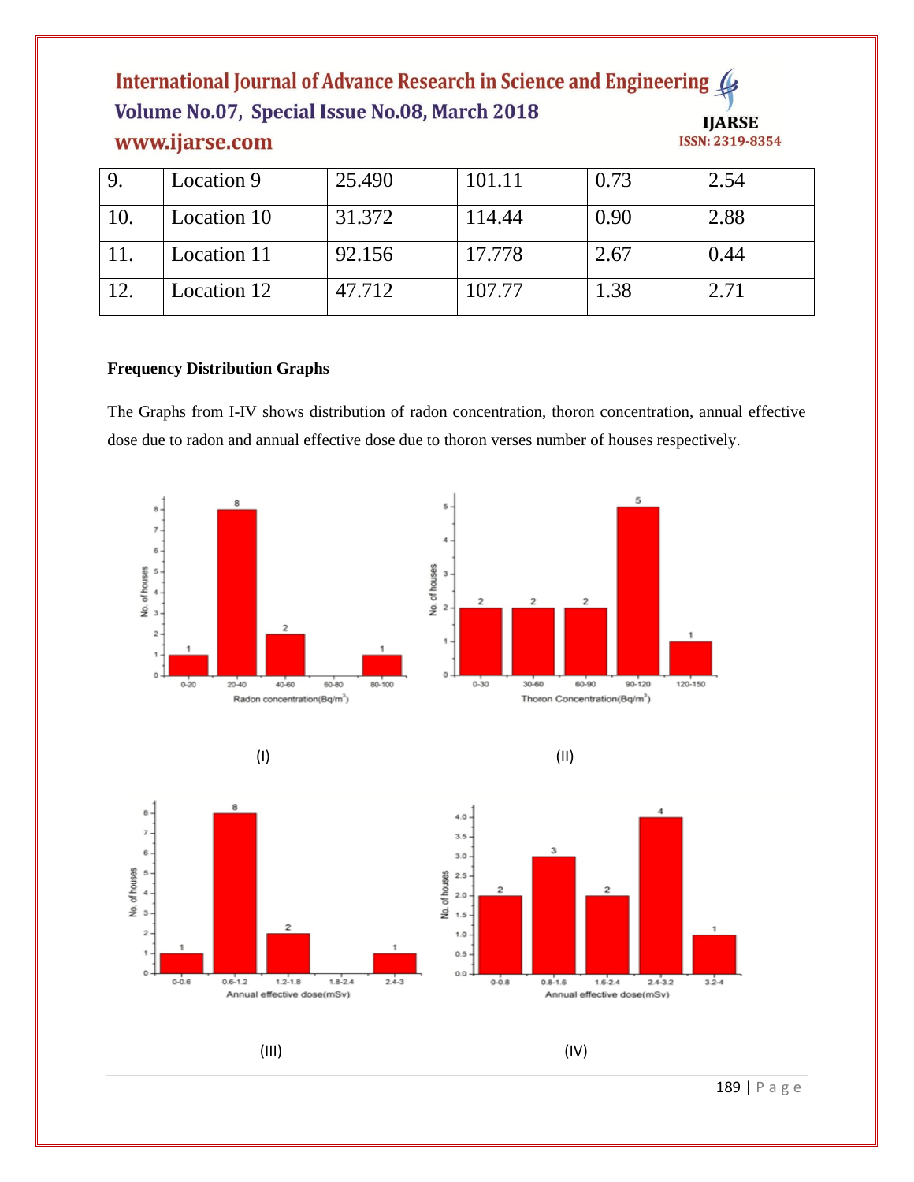| 9. | Location 9 | 25.490 | 101.11 | 0.73 | 2.54 |
|---|---|---|---|---|---|
| 10. | Location 10 | 31.372 | 114.44 | 0.90 | 2.88 |
| 11. | Location 11 | 92.156 | 17.778 | 2.67 | 0.44 |
| 12. | Location 12 | 47.712 | 107.77 | 1.38 | 2.71 |

**Frequency Distribution Graphs**

The Graphs from I-IV shows distribution of radon concentration, thoron concentration, annual effective dose due to radon and annual effective dose due to thoron verses number of houses respectively.

(I)

(II)

(III)

(IV)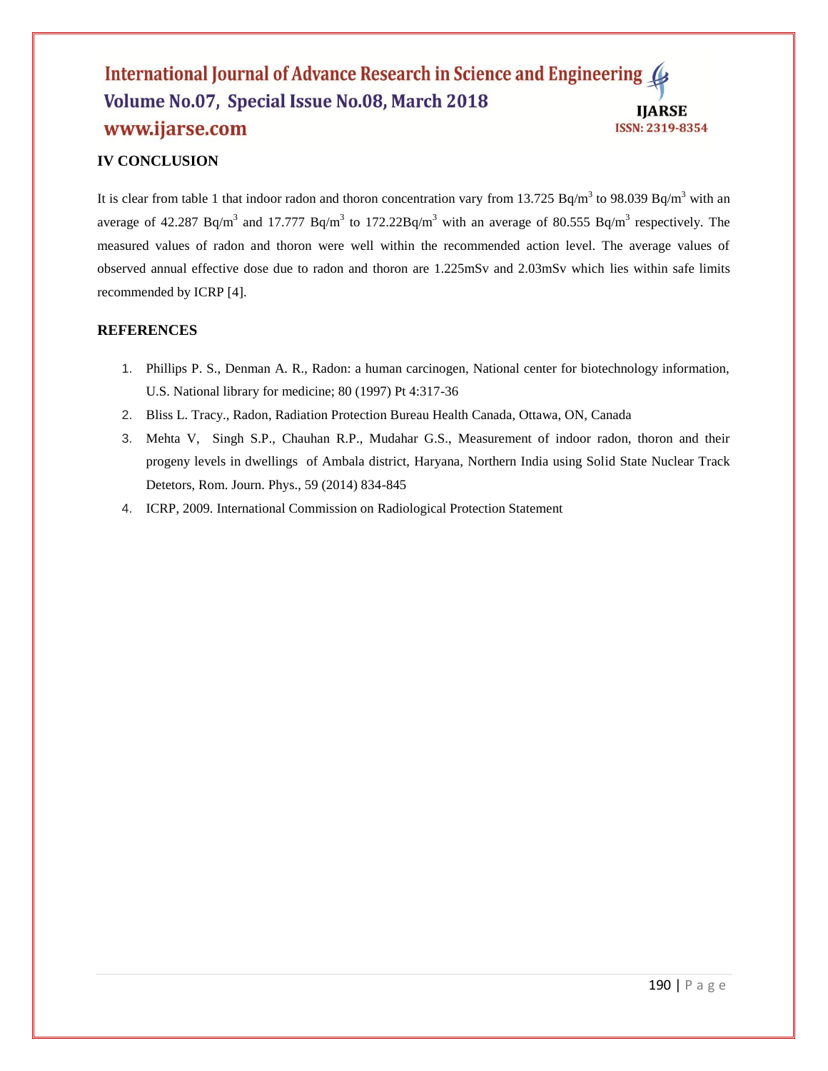## IV CONCLUSION

It is clear from table 1 that indoor radon and thoron concentration vary from 13.725 Bq/m$^3$ to 98.039 Bq/m$^3$ with an average of 42.287 Bq/m$^3$ and 17.777 Bq/m$^3$ to 172.22Bq/m$^3$ with an average of 80.555 Bq/m$^3$ respectively. The measured values of radon and thoron were well within the recommended action level. The average values of observed annual effective dose due to radon and thoron are 1.225mSv and 2.03mSv which lies within safe limits recommended by ICRP [4].

## REFERENCES

1. Phillips P. S., Denman A. R., Radon: a human carcinogen, National center for biotechnology information, U.S. National library for medicine; 80 (1997) Pt 4:317-36
2. Bliss L. Tracy., Radon, Radiation Protection Bureau Health Canada, Ottawa, ON, Canada
3. Mehta V, Singh S.P., Chauhan R.P., Mudahar G.S., Measurement of indoor radon, thoron and their progeny levels in dwellings of Ambala district, Haryana, Northern India using Solid State Nuclear Track Detetors, Rom. Journ. Phys., 59 (2014) 834-845
4. ICRP, 2009. International Commission on Radiological Protection Statement